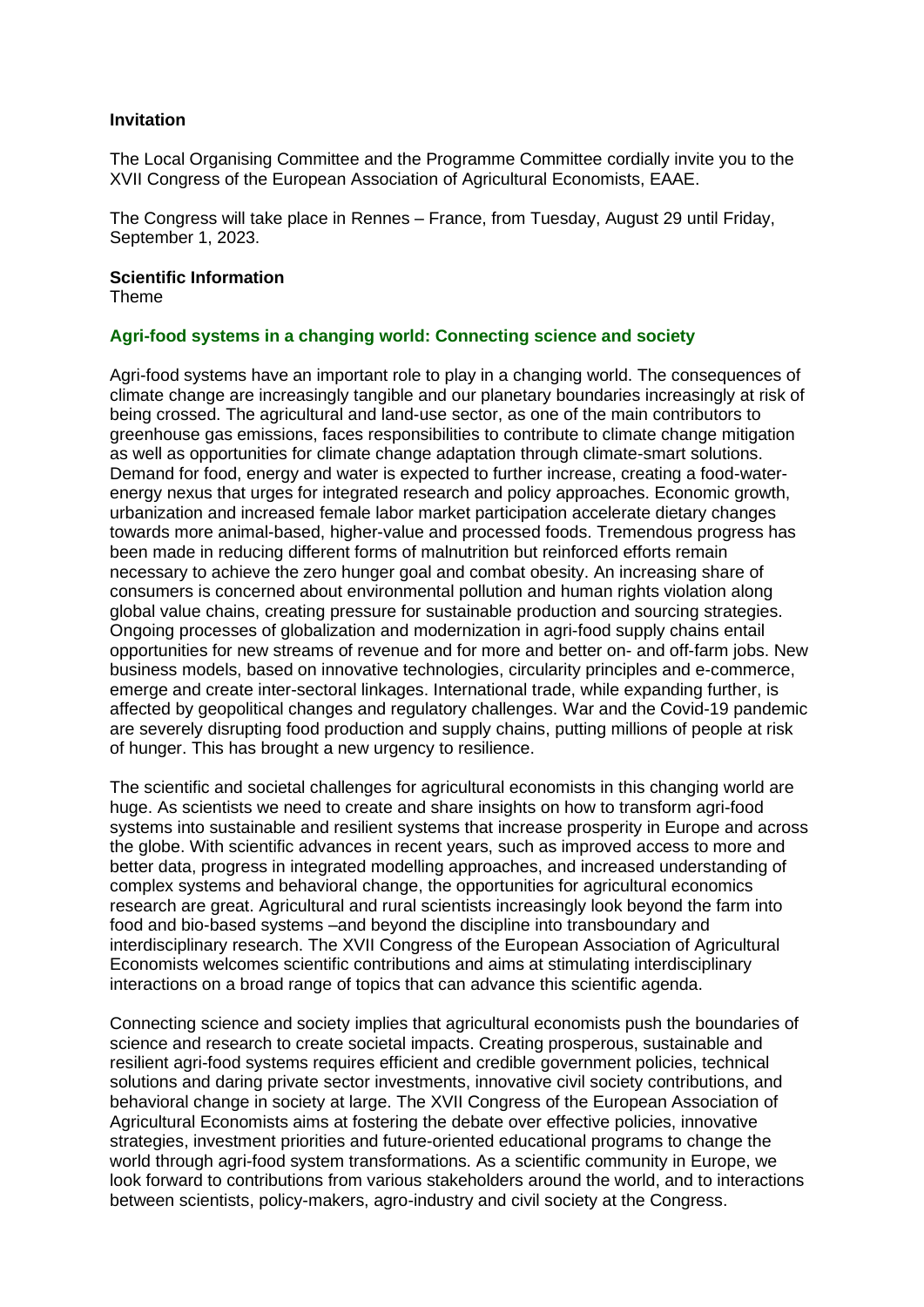**Invitation**

The Local Organising Committee and the Programme Committee cordially invite you to the XVII Congress of the European Association of Agricultural Economists, EAAE.

The Congress will take place in Rennes – France, from Tuesday, August 29 until Friday, September 1, 2023.

**Scientific Information**

Theme

**Agri-food systems in a changing world: Connecting science and society**

Agri-food systems have an important role to play in a changing world. The consequences of climate change are increasingly tangible and our planetary boundaries increasingly at risk of being crossed. The agricultural and land-use sector, as one of the main contributors to greenhouse gas emissions, faces responsibilities to contribute to climate change mitigation as well as opportunities for climate change adaptation through climate-smart solutions. Demand for food, energy and water is expected to further increase, creating a food-water-energy nexus that urges for integrated research and policy approaches. Economic growth, urbanization and increased female labor market participation accelerate dietary changes towards more animal-based, higher-value and processed foods. Tremendous progress has been made in reducing different forms of malnutrition but reinforced efforts remain necessary to achieve the zero hunger goal and combat obesity. An increasing share of consumers is concerned about environmental pollution and human rights violation along global value chains, creating pressure for sustainable production and sourcing strategies. Ongoing processes of globalization and modernization in agri-food supply chains entail opportunities for new streams of revenue and for more and better on- and off-farm jobs. New business models, based on innovative technologies, circularity principles and e-commerce, emerge and create inter-sectoral linkages. International trade, while expanding further, is affected by geopolitical changes and regulatory challenges. War and the Covid-19 pandemic are severely disrupting food production and supply chains, putting millions of people at risk of hunger. This has brought a new urgency to resilience.

The scientific and societal challenges for agricultural economists in this changing world are huge. As scientists we need to create and share insights on how to transform agri-food systems into sustainable and resilient systems that increase prosperity in Europe and across the globe. With scientific advances in recent years, such as improved access to more and better data, progress in integrated modelling approaches, and increased understanding of complex systems and behavioral change, the opportunities for agricultural economics research are great. Agricultural and rural scientists increasingly look beyond the farm into food and bio-based systems –and beyond the discipline into transboundary and interdisciplinary research. The XVII Congress of the European Association of Agricultural Economists welcomes scientific contributions and aims at stimulating interdisciplinary interactions on a broad range of topics that can advance this scientific agenda.

Connecting science and society implies that agricultural economists push the boundaries of science and research to create societal impacts. Creating prosperous, sustainable and resilient agri-food systems requires efficient and credible government policies, technical solutions and daring private sector investments, innovative civil society contributions, and behavioral change in society at large. The XVII Congress of the European Association of Agricultural Economists aims at fostering the debate over effective policies, innovative strategies, investment priorities and future-oriented educational programs to change the world through agri-food system transformations. As a scientific community in Europe, we look forward to contributions from various stakeholders around the world, and to interactions between scientists, policy-makers, agro-industry and civil society at the Congress.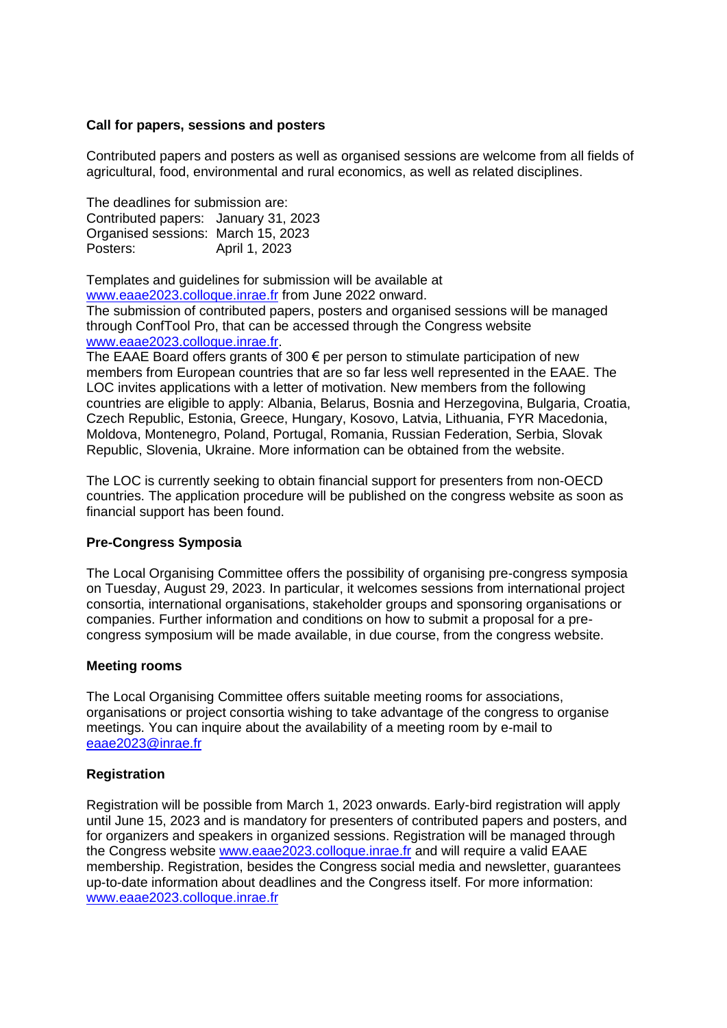**Call for papers, sessions and posters**

Contributed papers and posters as well as organised sessions are welcome from all fields of agricultural, food, environmental and rural economics, as well as related disciplines.

The deadlines for submission are:
Contributed papers: January 31, 2023
Organised sessions: March 15, 2023
Posters: April 1, 2023

Templates and guidelines for submission will be available at www.eaae2023.colloque.inrae.fr from June 2022 onward.
The submission of contributed papers, posters and organised sessions will be managed through ConfTool Pro, that can be accessed through the Congress website www.eaae2023.colloque.inrae.fr.
The EAAE Board offers grants of 300 € per person to stimulate participation of new members from European countries that are so far less well represented in the EAAE. The LOC invites applications with a letter of motivation. New members from the following countries are eligible to apply: Albania, Belarus, Bosnia and Herzegovina, Bulgaria, Croatia, Czech Republic, Estonia, Greece, Hungary, Kosovo, Latvia, Lithuania, FYR Macedonia, Moldova, Montenegro, Poland, Portugal, Romania, Russian Federation, Serbia, Slovak Republic, Slovenia, Ukraine. More information can be obtained from the website.

The LOC is currently seeking to obtain financial support for presenters from non-OECD countries. The application procedure will be published on the congress website as soon as financial support has been found.

**Pre-Congress Symposia**

The Local Organising Committee offers the possibility of organising pre-congress symposia on Tuesday, August 29, 2023. In particular, it welcomes sessions from international project consortia, international organisations, stakeholder groups and sponsoring organisations or companies. Further information and conditions on how to submit a proposal for a pre-congress symposium will be made available, in due course, from the congress website.

**Meeting rooms**

The Local Organising Committee offers suitable meeting rooms for associations, organisations or project consortia wishing to take advantage of the congress to organise meetings. You can inquire about the availability of a meeting room by e-mail to eaae2023@inrae.fr

**Registration**

Registration will be possible from March 1, 2023 onwards. Early-bird registration will apply until June 15, 2023 and is mandatory for presenters of contributed papers and posters, and for organizers and speakers in organized sessions. Registration will be managed through the Congress website www.eaae2023.colloque.inrae.fr and will require a valid EAAE membership. Registration, besides the Congress social media and newsletter, guarantees up-to-date information about deadlines and the Congress itself. For more information: www.eaae2023.colloque.inrae.fr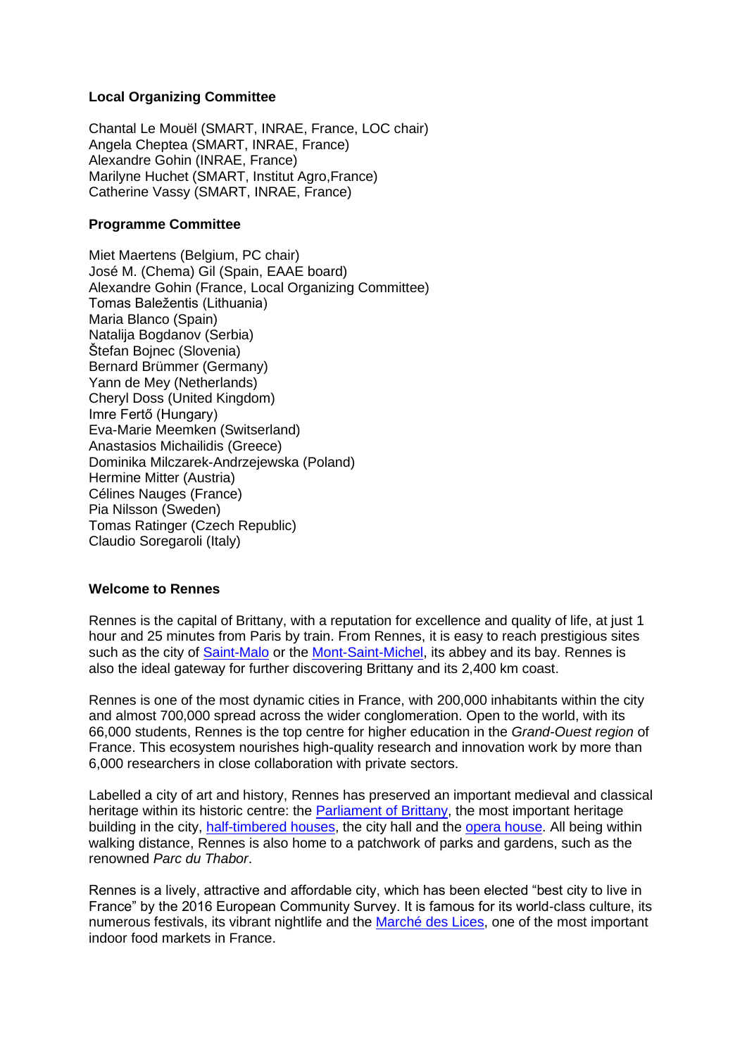**Local Organizing Committee**

Chantal Le Mouël (SMART, INRAE, France, LOC chair)
Angela Cheptea (SMART, INRAE, France)
Alexandre Gohin (INRAE, France)
Marilyne Huchet (SMART, Institut Agro,France)
Catherine Vassy (SMART, INRAE, France)

**Programme Committee**

Miet Maertens (Belgium, PC chair)
José M. (Chema) Gil (Spain, EAAE board)
Alexandre Gohin (France, Local Organizing Committee)
Tomas Baležentis (Lithuania)
Maria Blanco (Spain)
Natalija Bogdanov (Serbia)
Štefan Bojnec (Slovenia)
Bernard Brümmer (Germany)
Yann de Mey (Netherlands)
Cheryl Doss (United Kingdom)
Imre Fertő (Hungary)
Eva-Marie Meemken (Switserland)
Anastasios Michailidis (Greece)
Dominika Milczarek-Andrzejewska (Poland)
Hermine Mitter (Austria)
Célines Nauges (France)
Pia Nilsson (Sweden)
Tomas Ratinger (Czech Republic)
Claudio Soregaroli (Italy)

**Welcome to Rennes**

Rennes is the capital of Brittany, with a reputation for excellence and quality of life, at just 1 hour and 25 minutes from Paris by train. From Rennes, it is easy to reach prestigious sites such as the city of [Saint-Malo]() or the [Mont-Saint-Michel](), its abbey and its bay. Rennes is also the ideal gateway for further discovering Brittany and its 2,400 km coast.

Rennes is one of the most dynamic cities in France, with 200,000 inhabitants within the city and almost 700,000 spread across the wider conglomeration. Open to the world, with its 66,000 students, Rennes is the top centre for higher education in the *Grand-Ouest region* of France. This ecosystem nourishes high-quality research and innovation work by more than 6,000 researchers in close collaboration with private sectors.

Labelled a city of art and history, Rennes has preserved an important medieval and classical heritage within its historic centre: the [Parliament of Brittany](), the most important heritage building in the city, [half-timbered houses](), the city hall and the [opera house](). All being within walking distance, Rennes is also home to a patchwork of parks and gardens, such as the renowned *Parc du Thabor*.

Rennes is a lively, attractive and affordable city, which has been elected "best city to live in France" by the 2016 European Community Survey. It is famous for its world-class culture, its numerous festivals, its vibrant nightlife and the [Marché des Lices](), one of the most important indoor food markets in France.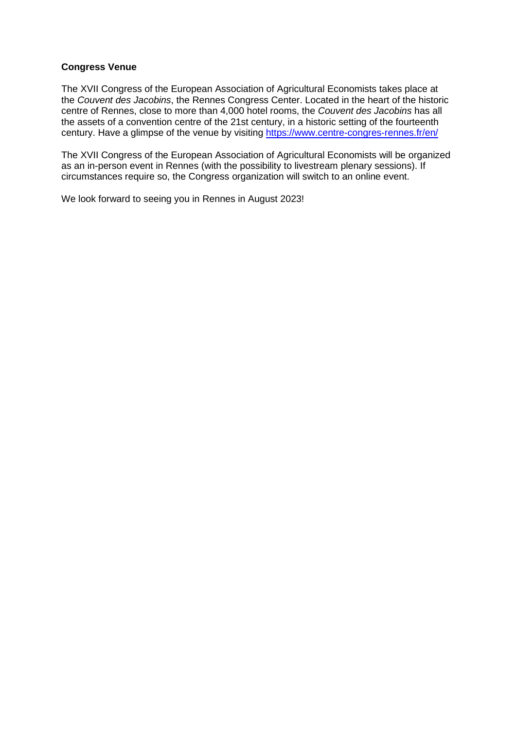**Congress Venue**

The XVII Congress of the European Association of Agricultural Economists takes place at the *Couvent des Jacobins*, the Rennes Congress Center. Located in the heart of the historic centre of Rennes, close to more than 4,000 hotel rooms, the *Couvent des Jacobins* has all the assets of a convention centre of the 21st century, in a historic setting of the fourteenth century. Have a glimpse of the venue by visiting [https://www.centre-congres-rennes.fr/en/](https://www.centre-congres-rennes.fr/en/)

The XVII Congress of the European Association of Agricultural Economists will be organized as an in-person event in Rennes (with the possibility to livestream plenary sessions). If circumstances require so, the Congress organization will switch to an online event.

We look forward to seeing you in Rennes in August 2023!